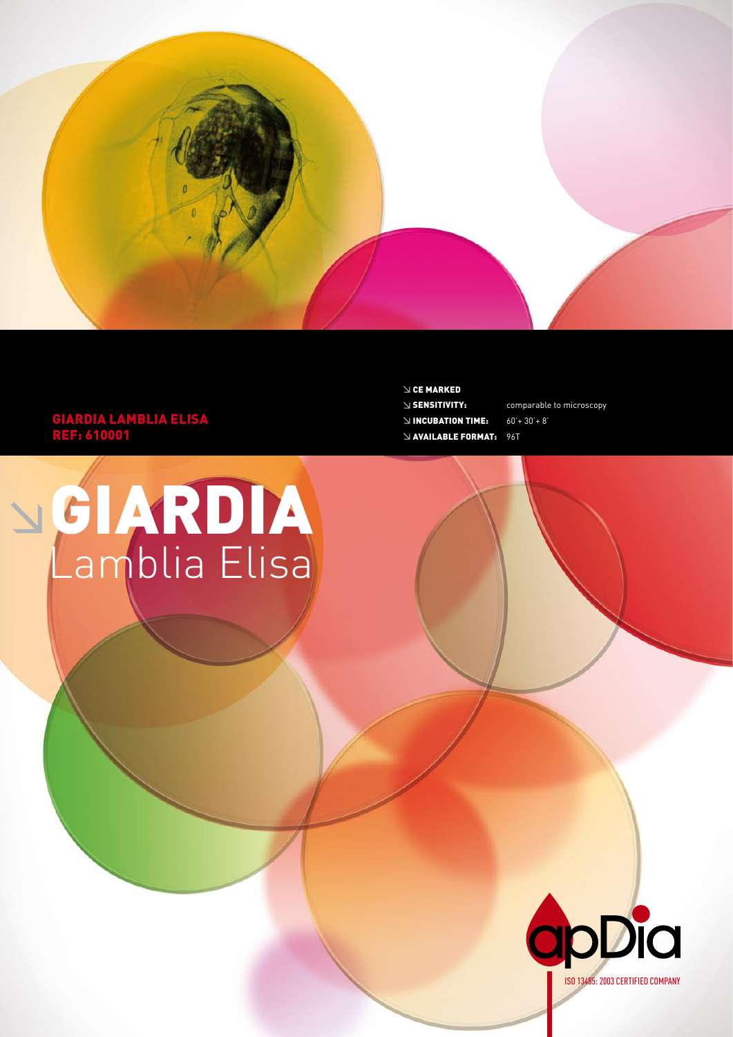**GIARDIA LAMBLIA ELISA**
**REF: 610001**

- **CE MARKED**
- **SENSITIVITY:** comparable to microscopy
- **INCUBATION TIME:** 60'+ 30'+ 8'
- **AVAILABLE FORMAT:** 96T

# GIARDIA
## Lamblia Elisa

apDia

ISO 13485: 2003 CERTIFIED COMPANY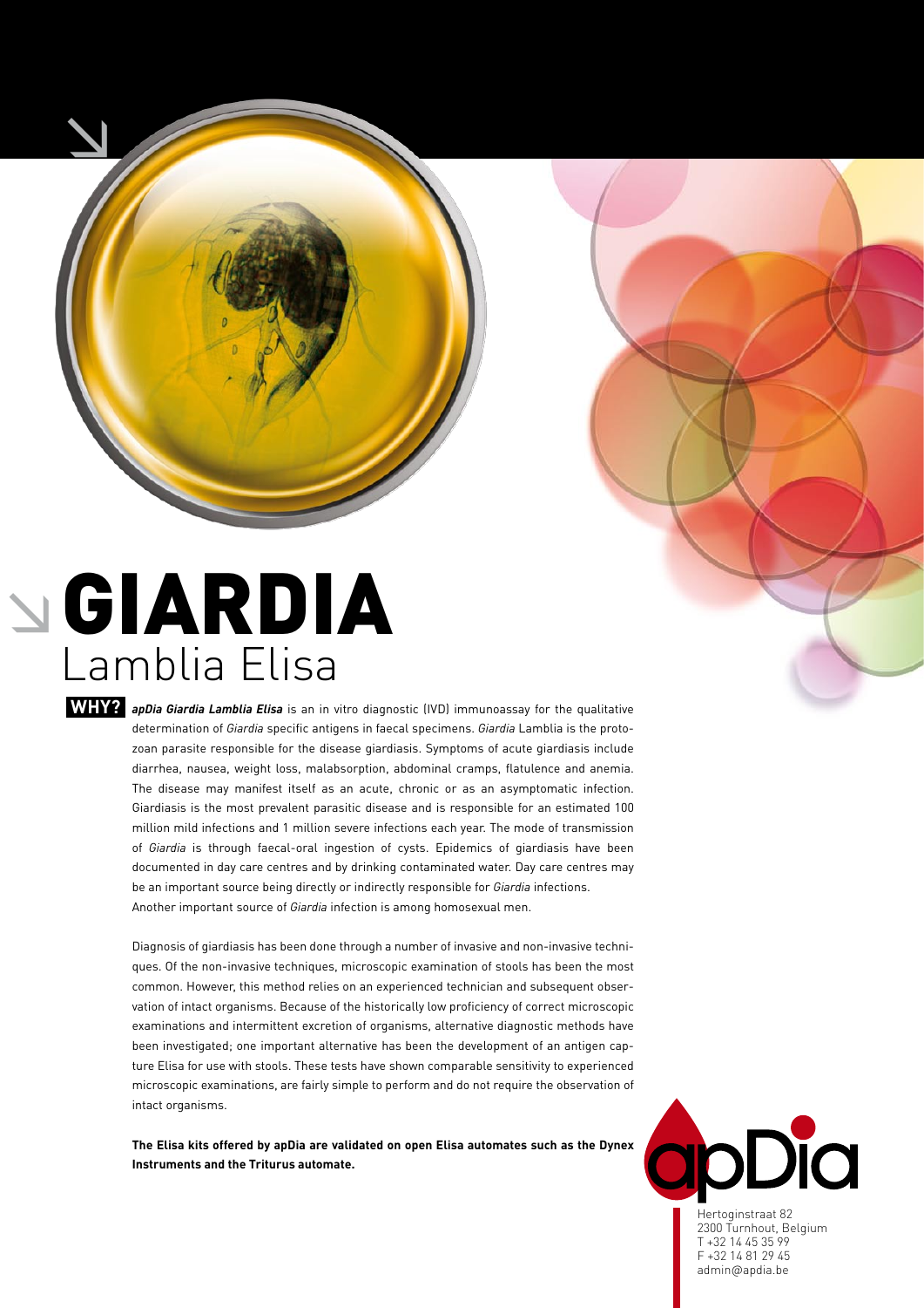# GIARDIA
## Lamblia Elisa

**WHY?** ***apDia Giardia Lamblia Elisa*** is an in vitro diagnostic (IVD) immunoassay for the qualitative determination of *Giardia* specific antigens in faecal specimens. *Giardia* Lamblia is the protozoan parasite responsible for the disease giardiasis. Symptoms of acute giardiasis include diarrhea, nausea, weight loss, malabsorption, abdominal cramps, flatulence and anemia. The disease may manifest itself as an acute, chronic or as an asymptomatic infection. Giardiasis is the most prevalent parasitic disease and is responsible for an estimated 100 million mild infections and 1 million severe infections each year. The mode of transmission of *Giardia* is through faecal-oral ingestion of cysts. Epidemics of giardiasis have been documented in day care centres and by drinking contaminated water. Day care centres may be an important source being directly or indirectly responsible for *Giardia* infections. Another important source of *Giardia* infection is among homosexual men.

Diagnosis of giardiasis has been done through a number of invasive and non-invasive techniques. Of the non-invasive techniques, microscopic examination of stools has been the most common. However, this method relies on an experienced technician and subsequent observation of intact organisms. Because of the historically low proficiency of correct microscopic examinations and intermittent excretion of organisms, alternative diagnostic methods have been investigated; one important alternative has been the development of an antigen capture Elisa for use with stools. These tests have shown comparable sensitivity to experienced microscopic examinations, are fairly simple to perform and do not require the observation of intact organisms.

**The Elisa kits offered by apDia are validated on open Elisa automates such as the Dynex Instruments and the Triturus automate.**

apDia

Hertoginstraat 82
2300 Turnhout, Belgium
T +32 14 45 35 99
F +32 14 81 29 45
admin@apdia.be